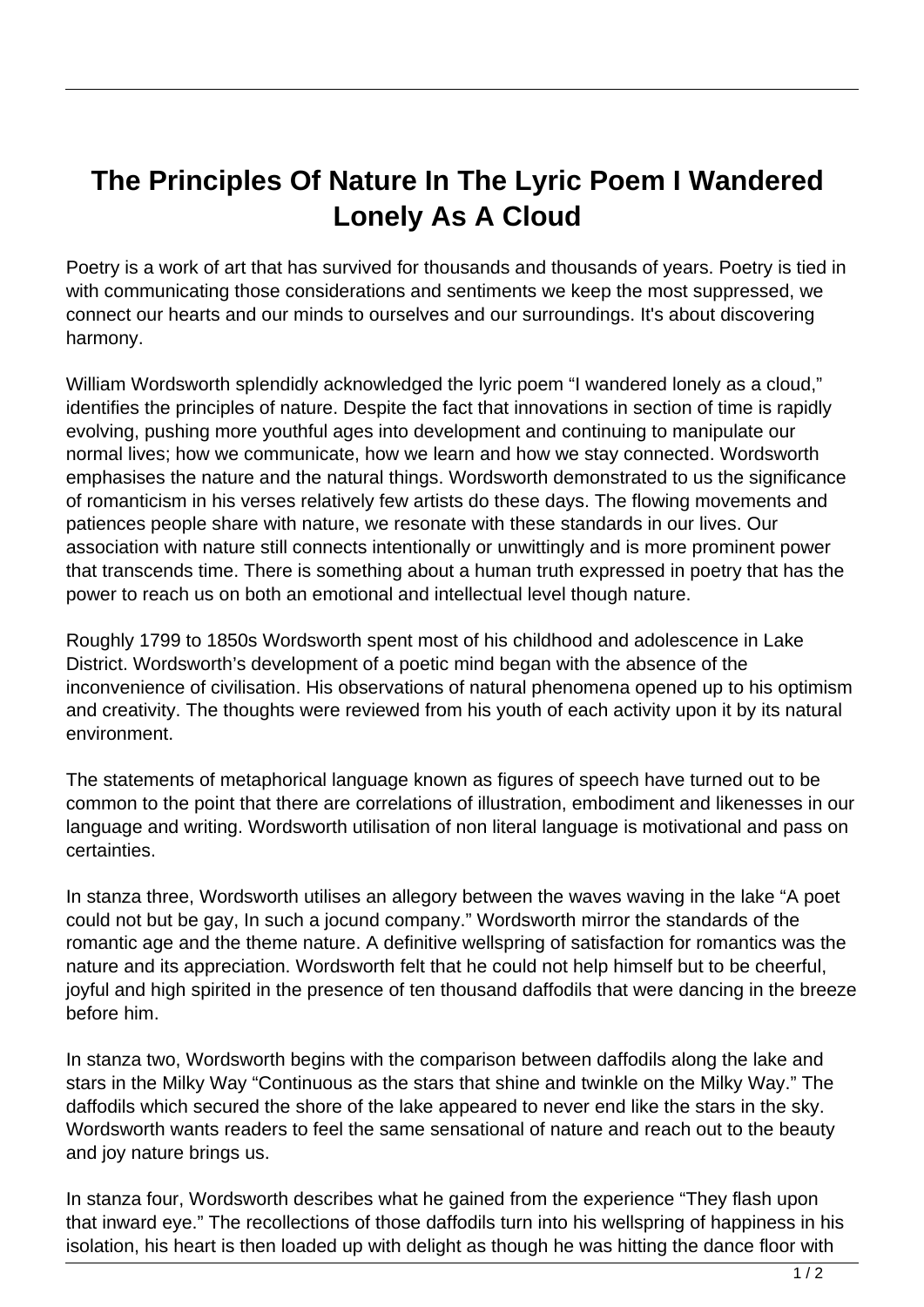# The Principles Of Nature In The Lyric Poem I Wandered Lonely As A Cloud

Poetry is a work of art that has survived for thousands and thousands of years. Poetry is tied in with communicating those considerations and sentiments we keep the most suppressed, we connect our hearts and our minds to ourselves and our surroundings. It's about discovering harmony.

William Wordsworth splendidly acknowledged the lyric poem "I wandered lonely as a cloud," identifies the principles of nature. Despite the fact that innovations in section of time is rapidly evolving, pushing more youthful ages into development and continuing to manipulate our normal lives; how we communicate, how we learn and how we stay connected. Wordsworth emphasises the nature and the natural things. Wordsworth demonstrated to us the significance of romanticism in his verses relatively few artists do these days. The flowing movements and patiences people share with nature, we resonate with these standards in our lives. Our association with nature still connects intentionally or unwittingly and is more prominent power that transcends time. There is something about a human truth expressed in poetry that has the power to reach us on both an emotional and intellectual level though nature.

Roughly 1799 to 1850s Wordsworth spent most of his childhood and adolescence in Lake District. Wordsworth's development of a poetic mind began with the absence of the inconvenience of civilisation. His observations of natural phenomena opened up to his optimism and creativity. The thoughts were reviewed from his youth of each activity upon it by its natural environment.

The statements of metaphorical language known as figures of speech have turned out to be common to the point that there are correlations of illustration, embodiment and likenesses in our language and writing. Wordsworth utilisation of non literal language is motivational and pass on certainties.

In stanza three, Wordsworth utilises an allegory between the waves waving in the lake "A poet could not but be gay, In such a jocund company." Wordsworth mirror the standards of the romantic age and the theme nature. A definitive wellspring of satisfaction for romantics was the nature and its appreciation. Wordsworth felt that he could not help himself but to be cheerful, joyful and high spirited in the presence of ten thousand daffodils that were dancing in the breeze before him.

In stanza two, Wordsworth begins with the comparison between daffodils along the lake and stars in the Milky Way "Continuous as the stars that shine and twinkle on the Milky Way." The daffodils which secured the shore of the lake appeared to never end like the stars in the sky. Wordsworth wants readers to feel the same sensational of nature and reach out to the beauty and joy nature brings us.

In stanza four, Wordsworth describes what he gained from the experience "They flash upon that inward eye." The recollections of those daffodils turn into his wellspring of happiness in his isolation, his heart is then loaded up with delight as though he was hitting the dance floor with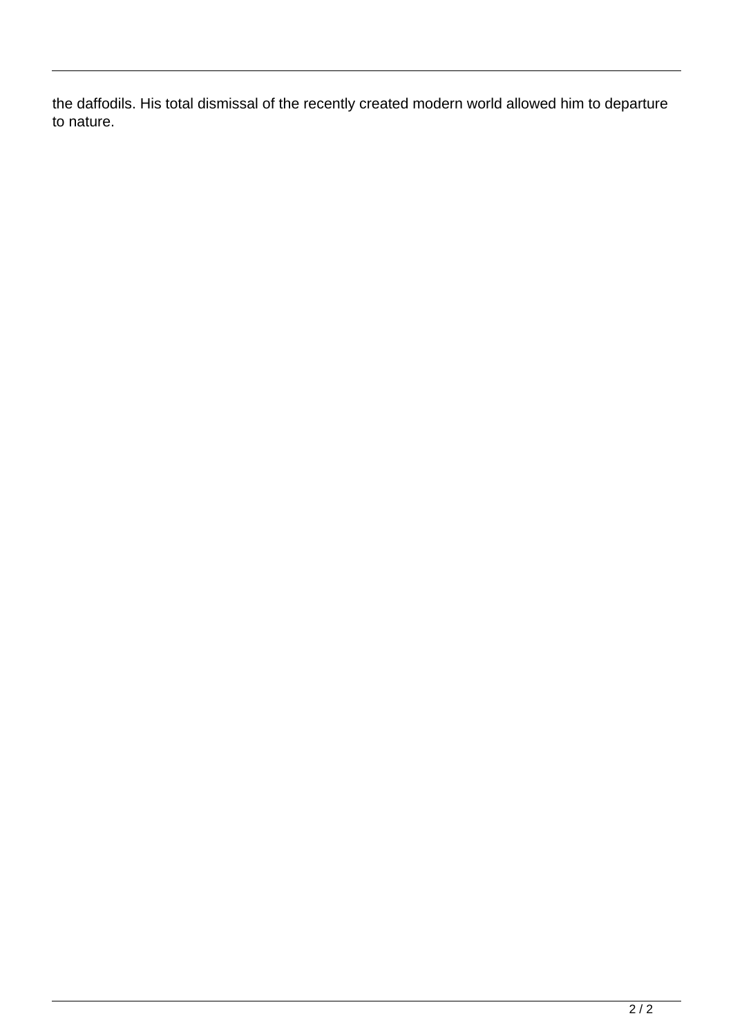the daffodils. His total dismissal of the recently created modern world allowed him to departure to nature.